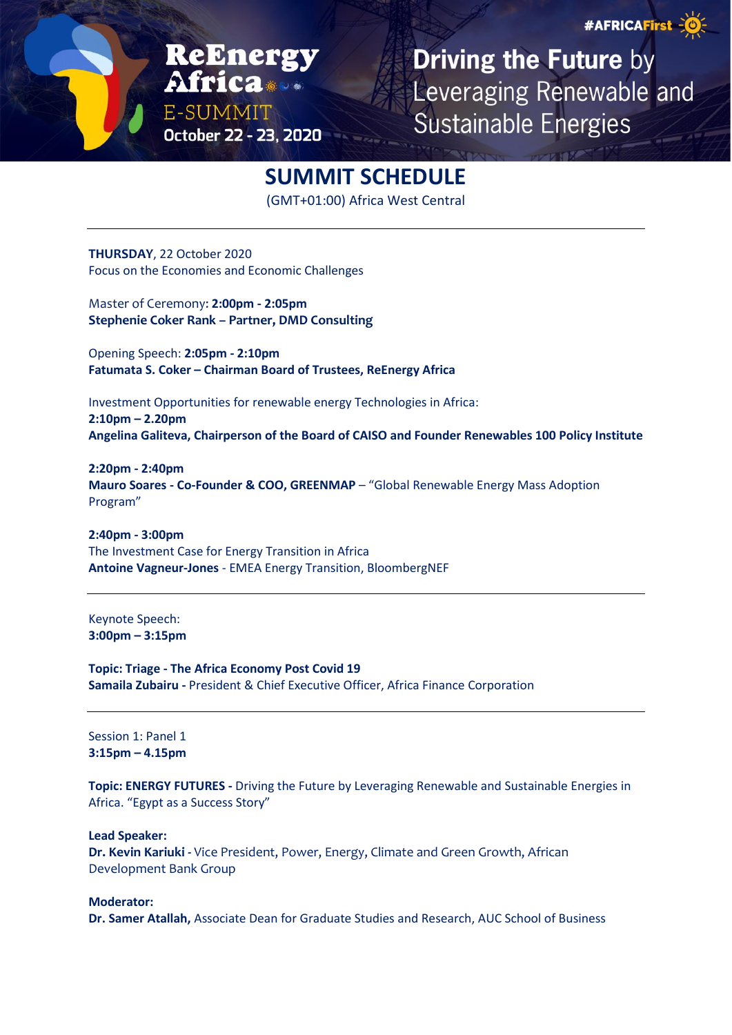#AFRICAFirst

**ReEnergy Africa**
E-SUMMIT
October 22 - 23, 2020

**Driving the Future** by Leveraging Renewable and Sustainable Energies

# SUMMIT SCHEDULE

(GMT+01:00) Africa West Central

---

**THURSDAY**, 22 October 2020
Focus on the Economies and Economic Challenges

Master of Ceremony: **2:00pm - 2:05pm**
**Stephenie Coker Rank – Partner, DMD Consulting**

Opening Speech: **2:05pm - 2:10pm**
**Fatumata S. Coker – Chairman Board of Trustees, ReEnergy Africa**

Investment Opportunities for renewable energy Technologies in Africa:
**2:10pm – 2.20pm**
**Angelina Galiteva, Chairperson of the Board of CAISO and Founder Renewables 100 Policy Institute**

**2:20pm - 2:40pm**
**Mauro Soares - Co-Founder & COO, GREENMAP** – "Global Renewable Energy Mass Adoption Program"

**2:40pm - 3:00pm**
The Investment Case for Energy Transition in Africa
**Antoine Vagneur-Jones** - EMEA Energy Transition, BloombergNEF

---

Keynote Speech:
**3:00pm – 3:15pm**

**Topic: Triage - The Africa Economy Post Covid 19**
**Samaila Zubairu -** President & Chief Executive Officer, Africa Finance Corporation

---

Session 1: Panel 1
**3:15pm – 4.15pm**

**Topic: ENERGY FUTURES -** Driving the Future by Leveraging Renewable and Sustainable Energies in Africa. "Egypt as a Success Story"

**Lead Speaker:**
**Dr. Kevin Kariuki** - Vice President, Power, Energy, Climate and Green Growth, African Development Bank Group

**Moderator:**
**Dr. Samer Atallah,** Associate Dean for Graduate Studies and Research, AUC School of Business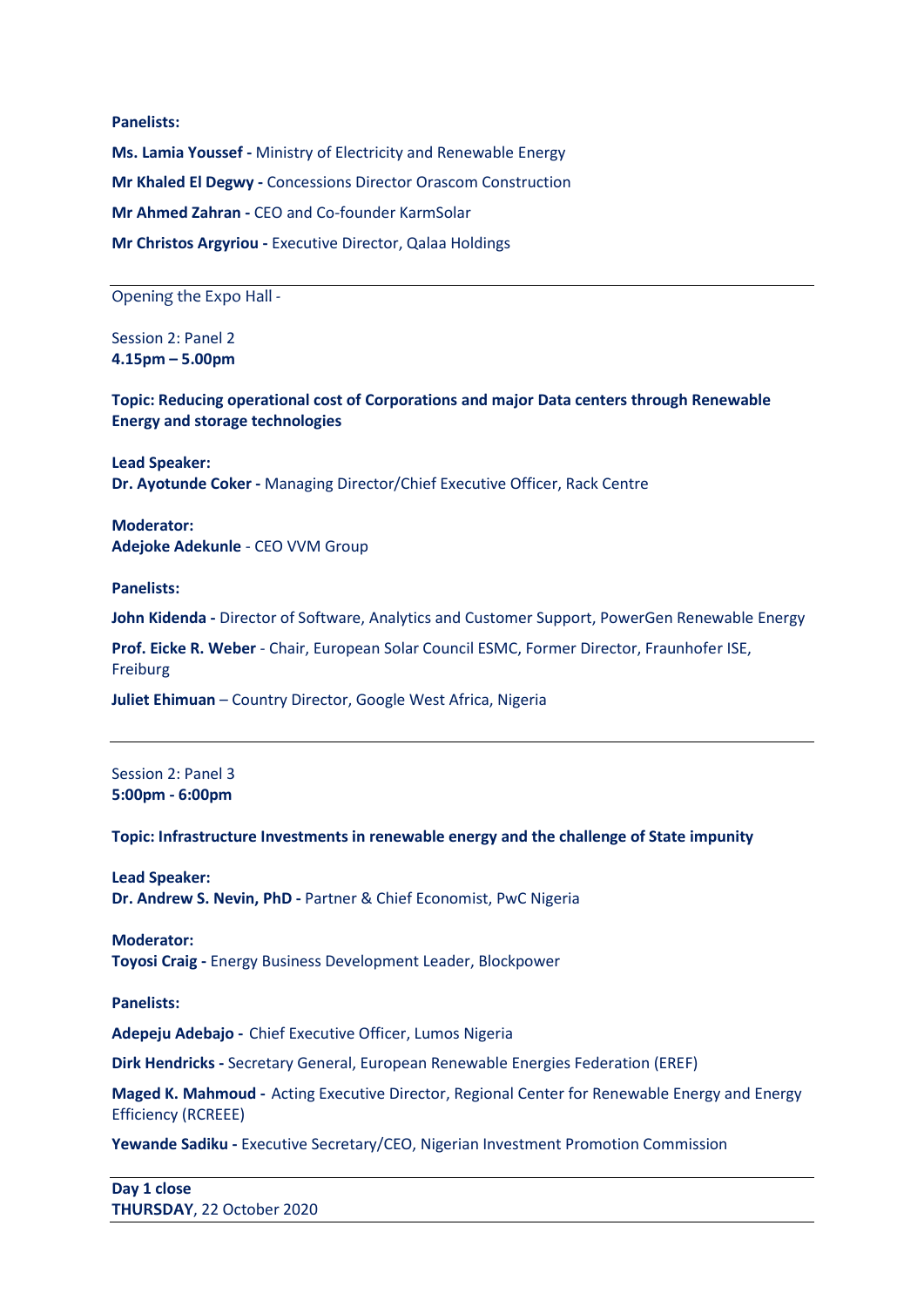**Panelists:**

**Ms. Lamia Youssef -** Ministry of Electricity and Renewable Energy

**Mr Khaled El Degwy -** Concessions Director Orascom Construction

**Mr Ahmed Zahran -** CEO and Co-founder KarmSolar

**Mr Christos Argyriou -** Executive Director, Qalaa Holdings

---

Opening the Expo Hall -

Session 2: Panel 2
**4.15pm – 5.00pm**

**Topic: Reducing operational cost of Corporations and major Data centers through Renewable Energy and storage technologies**

**Lead Speaker:**
**Dr. Ayotunde Coker -** Managing Director/Chief Executive Officer, Rack Centre

**Moderator:**
**Adejoke Adekunle** - CEO VVM Group

**Panelists:**

**John Kidenda -** Director of Software, Analytics and Customer Support, PowerGen Renewable Energy

**Prof. Eicke R. Weber** - Chair, European Solar Council ESMC, Former Director, Fraunhofer ISE, Freiburg

**Juliet Ehimuan** – Country Director, Google West Africa, Nigeria

---

Session 2: Panel 3
**5:00pm - 6:00pm**

**Topic: Infrastructure Investments in renewable energy and the challenge of State impunity**

**Lead Speaker:**
**Dr. Andrew S. Nevin, PhD -** Partner & Chief Economist, PwC Nigeria

**Moderator:**
**Toyosi Craig -** Energy Business Development Leader, Blockpower

**Panelists:**

**Adepeju Adebajo -** Chief Executive Officer, Lumos Nigeria

**Dirk Hendricks -** Secretary General, European Renewable Energies Federation (EREF)

**Maged K. Mahmoud -** Acting Executive Director, Regional Center for Renewable Energy and Energy Efficiency (RCREEE)

**Yewande Sadiku -** Executive Secretary/CEO, Nigerian Investment Promotion Commission

---

**Day 1 close**
**THURSDAY**, 22 October 2020

---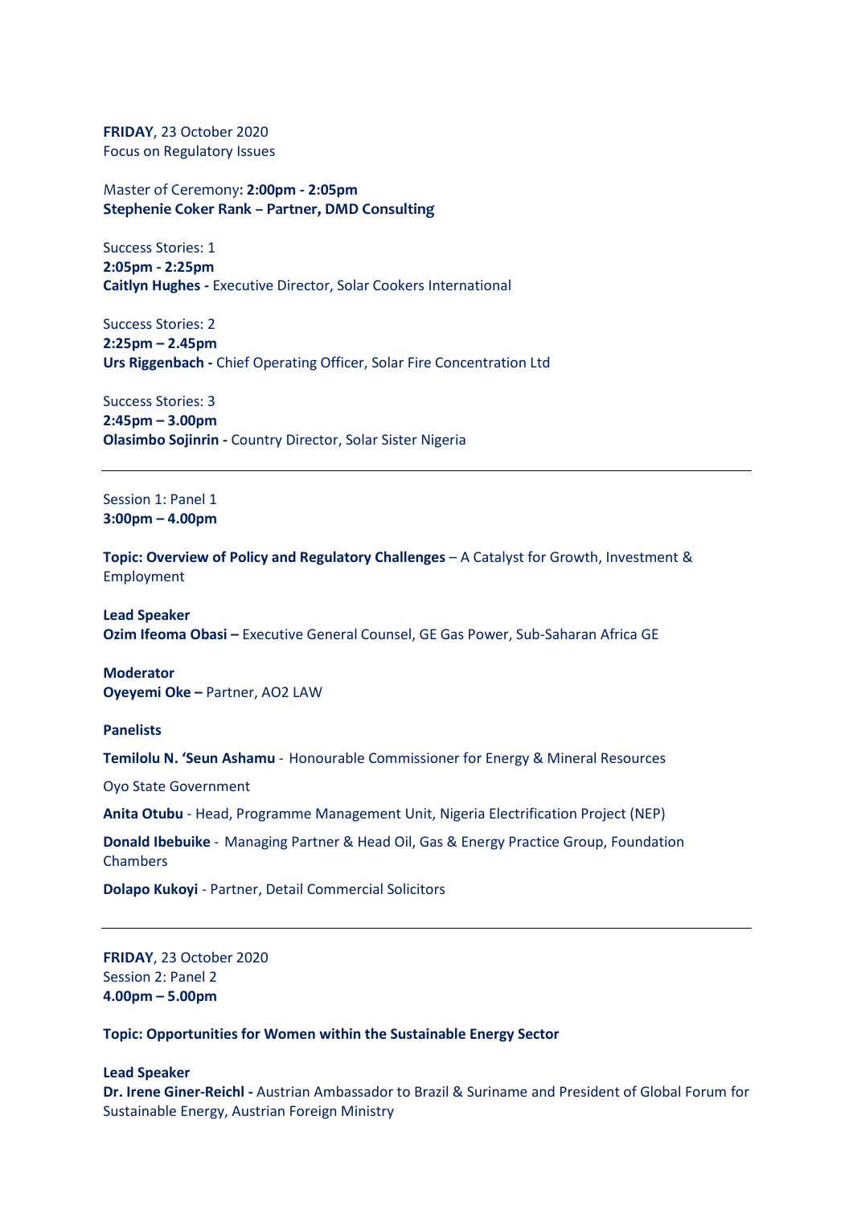**FRIDAY**, 23 October 2020
Focus on Regulatory Issues

Master of Ceremony**: 2:00pm - 2:05pm**
**Stephenie Coker Rank – Partner, DMD Consulting**

Success Stories: 1
**2:05pm - 2:25pm**
**Caitlyn Hughes -** Executive Director, Solar Cookers International

Success Stories: 2
**2:25pm – 2.45pm**
**Urs Riggenbach -** Chief Operating Officer, Solar Fire Concentration Ltd

Success Stories: 3
**2:45pm – 3.00pm**
**Olasimbo Sojinrin -** Country Director, Solar Sister Nigeria

---

Session 1: Panel 1
**3:00pm – 4.00pm**

**Topic: Overview of Policy and Regulatory Challenges** – A Catalyst for Growth, Investment & Employment

**Lead Speaker**
**Ozim Ifeoma Obasi –** Executive General Counsel, GE Gas Power, Sub-Saharan Africa GE

**Moderator**
**Oyeyemi Oke –** Partner, AO2 LAW

**Panelists**

**Temilolu N. 'Seun Ashamu** - Honourable Commissioner for Energy & Mineral Resources

Oyo State Government

**Anita Otubu** - Head, Programme Management Unit, Nigeria Electrification Project (NEP)

**Donald Ibebuike** - Managing Partner & Head Oil, Gas & Energy Practice Group, Foundation Chambers

**Dolapo Kukoyi** - Partner, Detail Commercial Solicitors

---

**FRIDAY**, 23 October 2020
Session 2: Panel 2
**4.00pm – 5.00pm**

**Topic: Opportunities for Women within the Sustainable Energy Sector**

**Lead Speaker**
**Dr. Irene Giner-Reichl -** Austrian Ambassador to Brazil & Suriname and President of Global Forum for Sustainable Energy, Austrian Foreign Ministry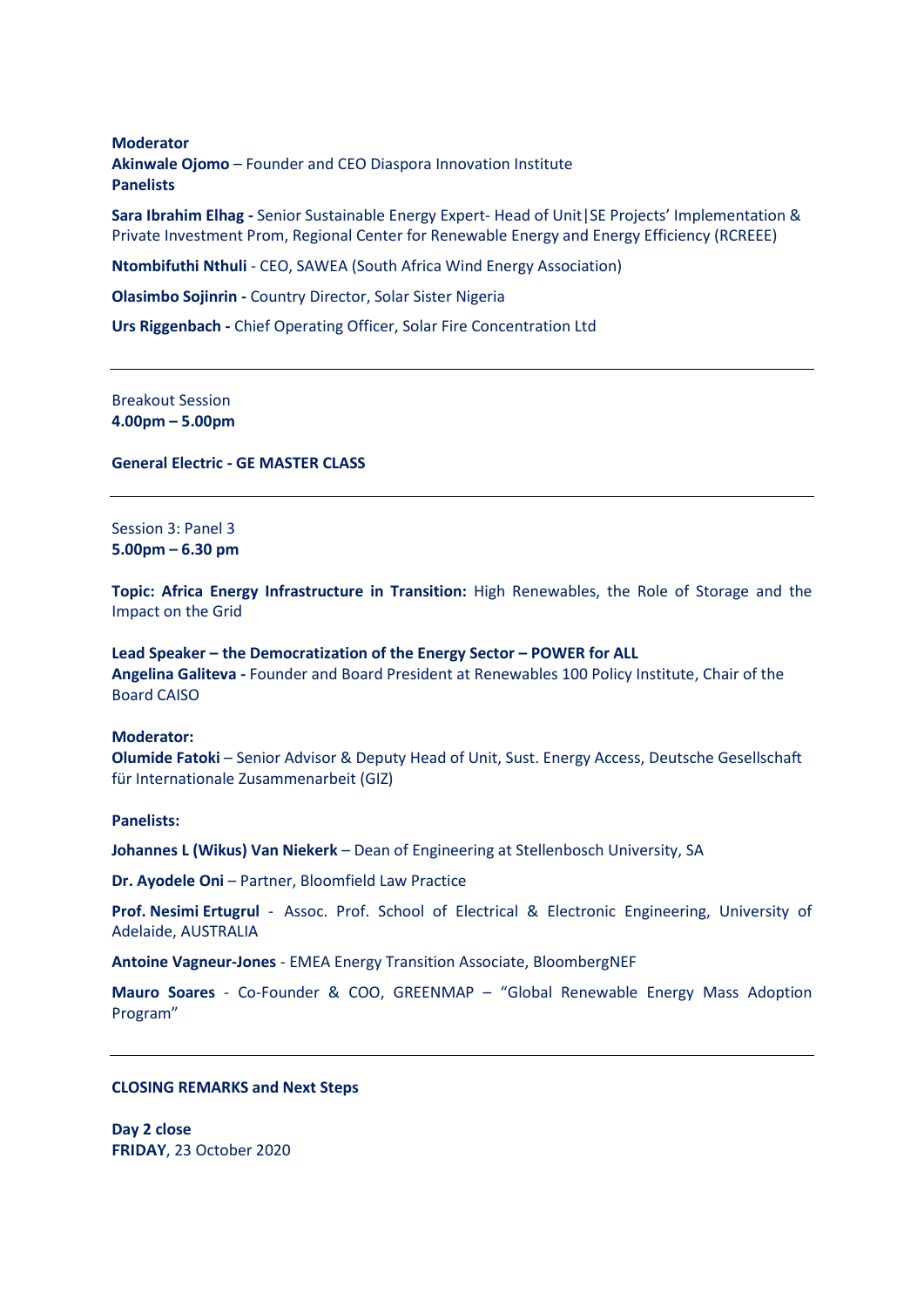**Moderator**

**Akinwale Ojomo** – Founder and CEO Diaspora Innovation Institute

**Panelists**

**Sara Ibrahim Elhag -** Senior Sustainable Energy Expert- Head of Unit|SE Projects' Implementation & Private Investment Prom, Regional Center for Renewable Energy and Energy Efficiency (RCREEE)

**Ntombifuthi Nthuli** - CEO, SAWEA (South Africa Wind Energy Association)

**Olasimbo Sojinrin -** Country Director, Solar Sister Nigeria

**Urs Riggenbach -** Chief Operating Officer, Solar Fire Concentration Ltd

---

Breakout Session
**4.00pm – 5.00pm**

**General Electric - GE MASTER CLASS**

---

Session 3: Panel 3
**5.00pm – 6.30 pm**

**Topic: Africa Energy Infrastructure in Transition:** High Renewables, the Role of Storage and the Impact on the Grid

**Lead Speaker – the Democratization of the Energy Sector – POWER for ALL**

**Angelina Galiteva -** Founder and Board President at Renewables 100 Policy Institute, Chair of the Board CAISO

**Moderator:**

**Olumide Fatoki** – Senior Advisor & Deputy Head of Unit, Sust. Energy Access, Deutsche Gesellschaft für Internationale Zusammenarbeit (GIZ)

**Panelists:**

**Johannes L (Wikus) Van Niekerk** – Dean of Engineering at Stellenbosch University, SA

**Dr. Ayodele Oni** – Partner, Bloomfield Law Practice

**Prof. Nesimi Ertugrul** - Assoc. Prof. School of Electrical & Electronic Engineering, University of Adelaide, AUSTRALIA

**Antoine Vagneur-Jones** - EMEA Energy Transition Associate, BloombergNEF

**Mauro Soares** - Co-Founder & COO, GREENMAP – "Global Renewable Energy Mass Adoption Program"

---

**CLOSING REMARKS and Next Steps**

**Day 2 close**
**FRIDAY**, 23 October 2020